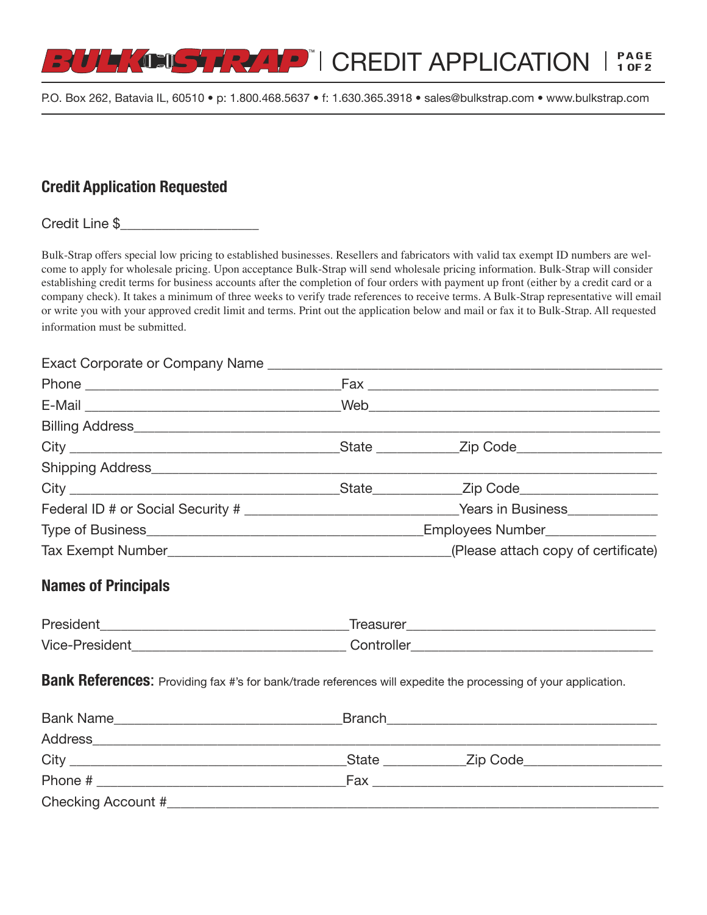# BULK-STRAP™ | CREDIT APPLICATION

P.O. Box 262, Batavia IL, 60510 • p: 1.800.468.5637 • f: 1.630.365.3918 • sales@bulkstrap.com • www.bulkstrap.com

## Credit Application Requested

Credit Line $__________________

Bulk-Strap offers special low pricing to established businesses. Resellers and fabricators with valid tax exempt ID numbers are welcome to apply for wholesale pricing. Upon acceptance Bulk-Strap will send wholesale pricing information. Bulk-Strap will consider establishing credit terms for business accounts after the completion of four orders with payment up front (either by a credit card or a company check). It takes a minimum of three weeks to verify trade references to receive terms. A Bulk-Strap representative will email or write you with your approved credit limit and terms. Print out the application below and mail or fax it to Bulk-Strap. All requested information must be submitted.

Exact Corporate or Company Name ______________________________________________

Phone ________________________________ Fax ____________________________________

E-Mail ________________________________ Web ____________________________________

Billing Address _____________________________________________________________

City __________________________________ State ___________ Zip Code ________________

Shipping Address ____________________________________________________________

City __________________________________ State ___________ Zip Code ________________

Federal ID # or Social Security # ___________________________ Years in Business ___________

Type of Business ___________________________________ Employees Number _____________

Tax Exempt Number ___________________________________ (Please attach copy of certificate)

## Names of Principals

President ______________________________ Treasurer ______________________________

Vice-President __________________________ Controller _____________________________

## Bank References:

Providing fax #'s for bank/trade references will expedite the processing of your application.

Bank Name _____________________________ Branch ________________________________

Address ___________________________________________________________________

City __________________________________ State ___________ Zip Code ________________

Phone # _______________________________ Fax __________________________________

Checking Account # __________________________________________________________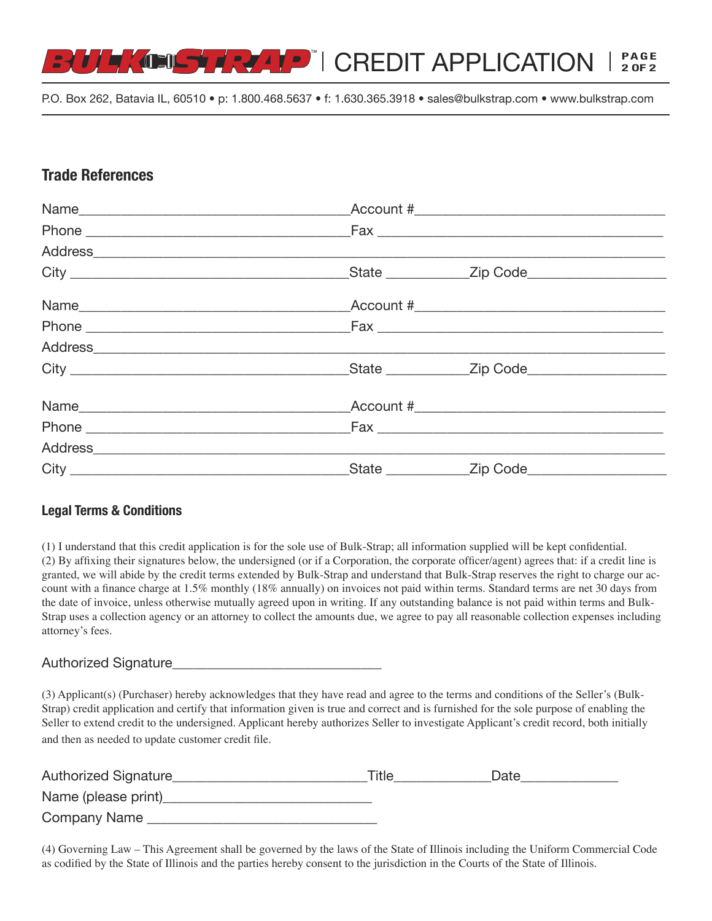# BULK-STRAP™ | CREDIT APPLICATION

P.O. Box 262, Batavia IL, 60510 • p: 1.800.468.5637 • f: 1.630.365.3918 • sales@bulkstrap.com • www.bulkstrap.com

## Trade References

Name______________________________________Account #__________________________________

Phone _____________________________________Fax ________________________________________

Address______________________________________________________________________________

City _______________________________________State ___________Zip Code___________________

Name______________________________________Account #__________________________________

Phone _____________________________________Fax ________________________________________

Address______________________________________________________________________________

City _______________________________________State ___________Zip Code___________________

Name______________________________________Account #__________________________________

Phone _____________________________________Fax ________________________________________

Address______________________________________________________________________________

City _______________________________________State ___________Zip Code___________________

## Legal Terms & Conditions

(1) I understand that this credit application is for the sole use of Bulk-Strap; all information supplied will be kept confidential.
(2) By affixing their signatures below, the undersigned (or if a Corporation, the corporate officer/agent) agrees that: if a credit line is granted, we will abide by the credit terms extended by Bulk-Strap and understand that Bulk-Strap reserves the right to charge our account with a finance charge at 1.5% monthly (18% annually) on invoices not paid within terms. Standard terms are net 30 days from the date of invoice, unless otherwise mutually agreed upon in writing. If any outstanding balance is not paid within terms and Bulk-Strap uses a collection agency or an attorney to collect the amounts due, we agree to pay all reasonable collection expenses including attorney's fees.

Authorized Signature_____________________________

(3) Applicant(s) (Purchaser) hereby acknowledges that they have read and agree to the terms and conditions of the Seller's (Bulk-Strap) credit application and certify that information given is true and correct and is furnished for the sole purpose of enabling the Seller to extend credit to the undersigned. Applicant hereby authorizes Seller to investigate Applicant's credit record, both initially and then as needed to update customer credit file.

Authorized Signature___________________________Title_____________Date_____________

Name (please print)____________________________

Company Name ________________________________

(4) Governing Law – This Agreement shall be governed by the laws of the State of Illinois including the Uniform Commercial Code as codified by the State of Illinois and the parties hereby consent to the jurisdiction in the Courts of the State of Illinois.